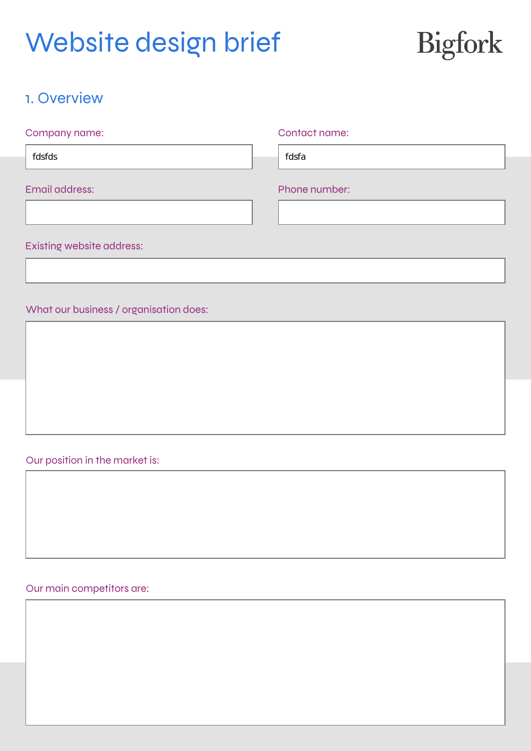# Website design brief

Bigfork

## 1. Overview

Company name:

fdsfds

Contact name:

fdsfa

Email address:

Phone number:

Existing website address:

What our business / organisation does:

Our position in the market is:

Our main competitors are: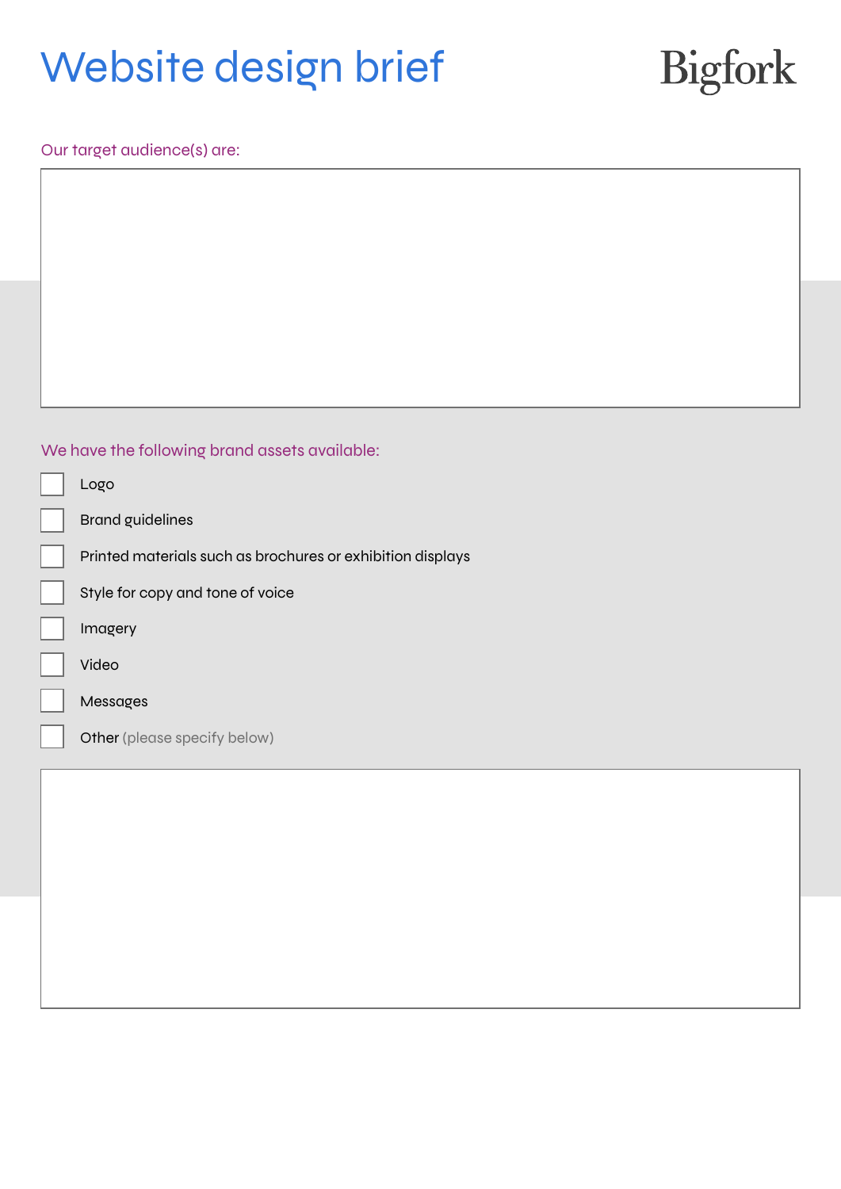# Website design brief

Bigfork

Our target audience(s) are:

We have the following brand assets available:

- [ ] Logo
- [ ] Brand guidelines
- [ ] Printed materials such as brochures or exhibition displays
- [ ] Style for copy and tone of voice
- [ ] Imagery
- [ ] Video
- [ ] Messages
- [ ] Other (please specify below)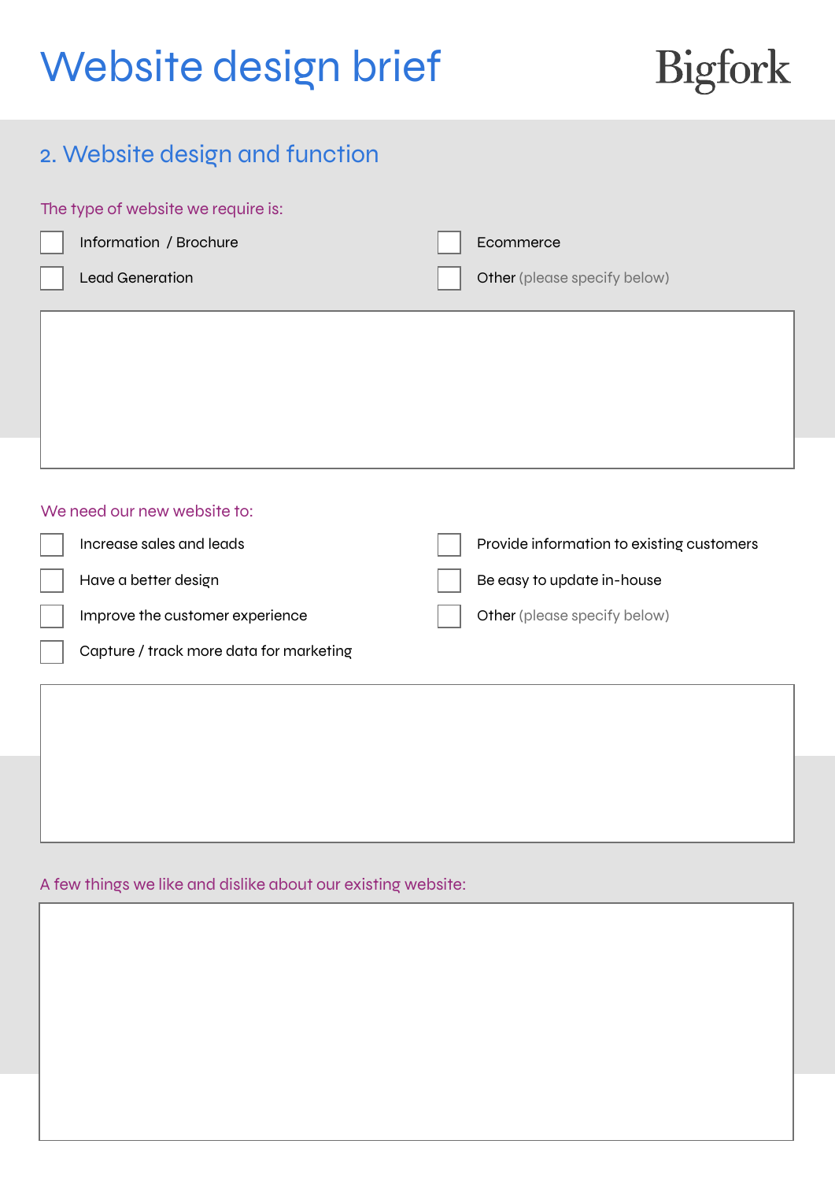# Website design brief

Bigfork

## 2. Website design and function

The type of website we require is:

- [ ] Information / Brochure
- [ ] Lead Generation
- [ ] Ecommerce
- [ ] Other (please specify below)

We need our new website to:

- [ ] Increase sales and leads
- [ ] Have a better design
- [ ] Improve the customer experience
- [ ] Capture / track more data for marketing
- [ ] Provide information to existing customers
- [ ] Be easy to update in-house
- [ ] Other (please specify below)

A few things we like and dislike about our existing website: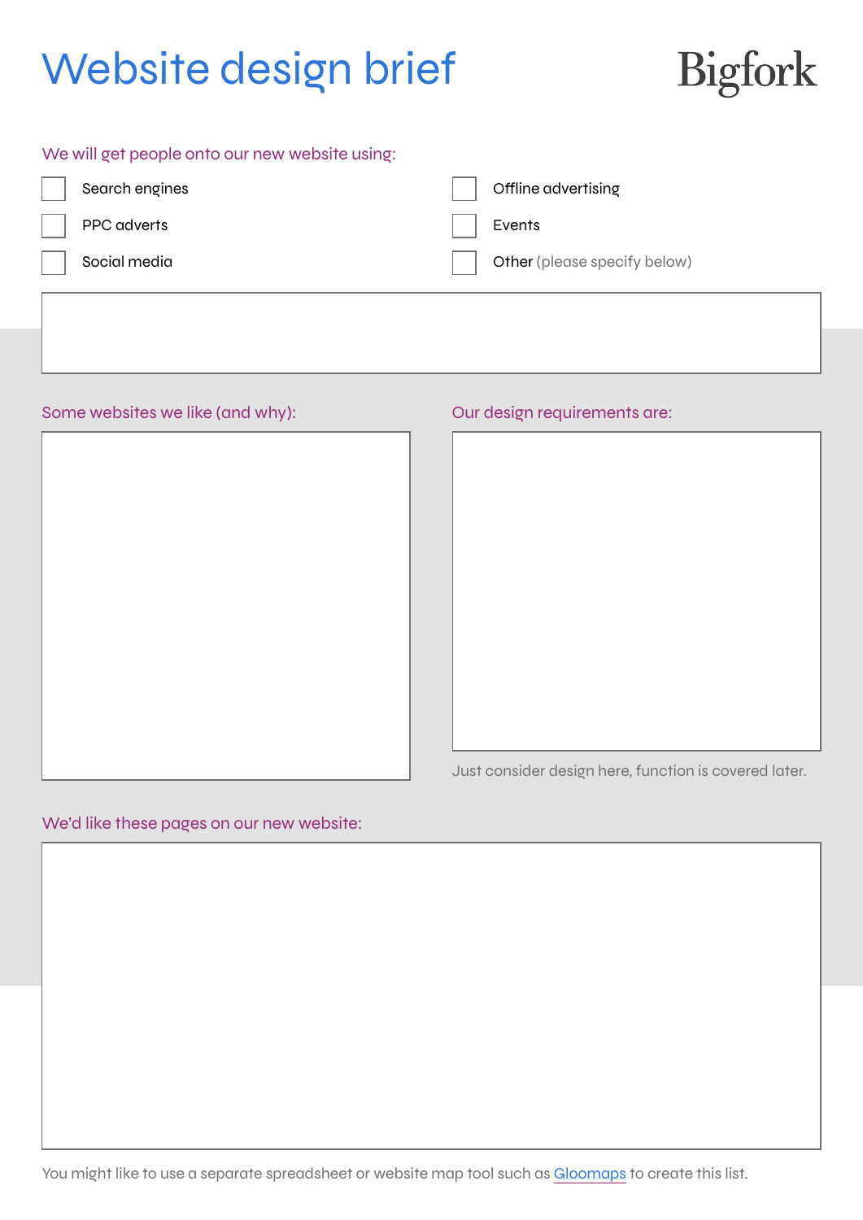# Website design brief

Bigfork

We will get people onto our new website using:

- [ ] Search engines
- [ ] PPC adverts
- [ ] Social media
- [ ] Offline advertising
- [ ] Events
- [ ] Other (please specify below)

Some websites we like (and why):

Our design requirements are:

Just consider design here, function is covered later.

We'd like these pages on our new website:

You might like to use a separate spreadsheet or website map tool such as Gloomaps to create this list.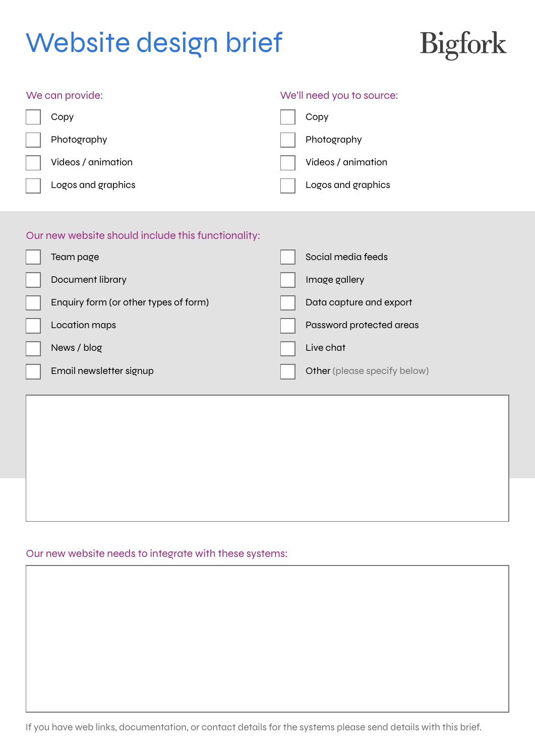# Website design brief

Bigfork

**We can provide:**

- [ ] Copy
- [ ] Photography
- [ ] Videos / animation
- [ ] Logos and graphics

**We'll need you to source:**

- [ ] Copy
- [ ] Photography
- [ ] Videos / animation
- [ ] Logos and graphics

**Our new website should include this functionality:**

- [ ] Team page
- [ ] Document library
- [ ] Enquiry form (or other types of form)
- [ ] Location maps
- [ ] News / blog
- [ ] Email newsletter signup
- [ ] Social media feeds
- [ ] Image gallery
- [ ] Data capture and export
- [ ] Password protected areas
- [ ] Live chat
- [ ] Other (please specify below)

**Our new website needs to integrate with these systems:**

If you have web links, documentation, or contact details for the systems please send details with this brief.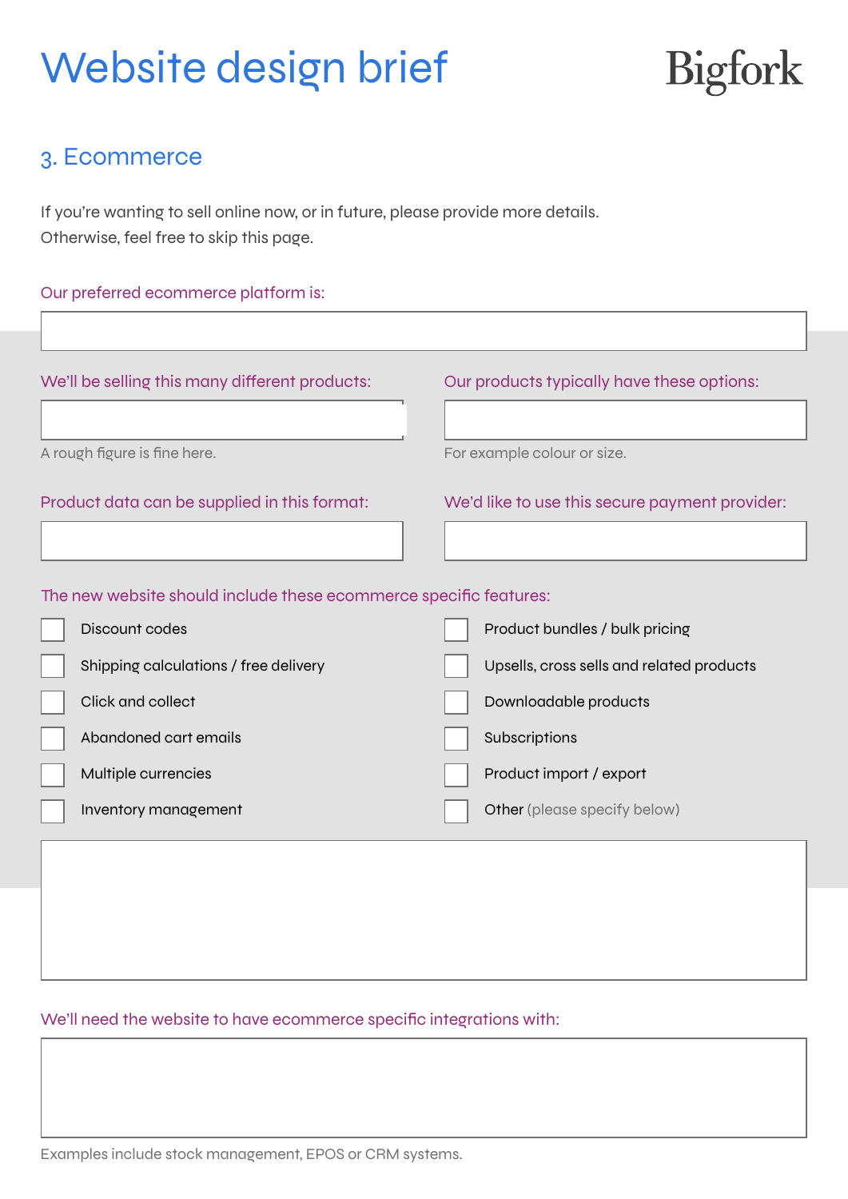# Website design brief

Bigfork

## 3. Ecommerce

If you're wanting to sell online now, or in future, please provide more details.
Otherwise, feel free to skip this page.

Our preferred ecommerce platform is:

We'll be selling this many different products:

A rough figure is fine here.

Our products typically have these options:

For example colour or size.

Product data can be supplied in this format:

We'd like to use this secure payment provider:

The new website should include these ecommerce specific features:

- [ ] Discount codes
- [ ] Shipping calculations / free delivery
- [ ] Click and collect
- [ ] Abandoned cart emails
- [ ] Multiple currencies
- [ ] Inventory management
- [ ] Product bundles / bulk pricing
- [ ] Upsells, cross sells and related products
- [ ] Downloadable products
- [ ] Subscriptions
- [ ] Product import / export
- [ ] Other (please specify below)

We'll need the website to have ecommerce specific integrations with:

Examples include stock management, EPOS or CRM systems.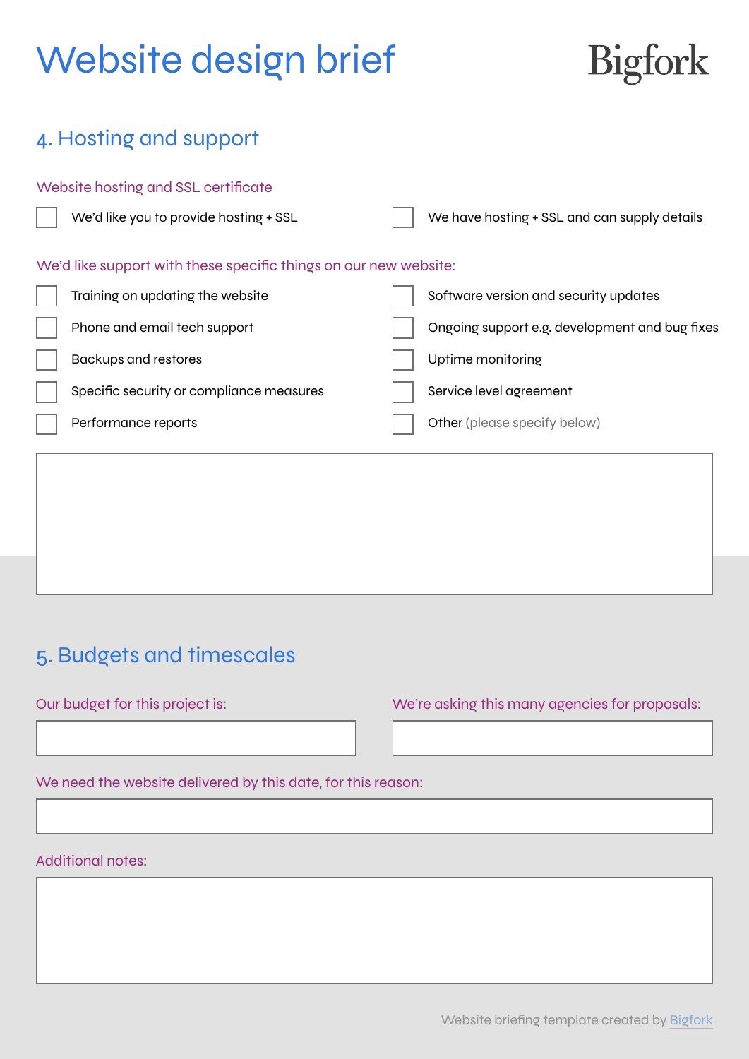# Website design brief

Bigfork

## 4. Hosting and support

Website hosting and SSL certificate

- [ ] We'd like you to provide hosting + SSL
- [ ] We have hosting + SSL and can supply details

We'd like support with these specific things on our new website:

- [ ] Training on updating the website
- [ ] Software version and security updates
- [ ] Phone and email tech support
- [ ] Ongoing support e.g. development and bug fixes
- [ ] Backups and restores
- [ ] Uptime monitoring
- [ ] Specific security or compliance measures
- [ ] Service level agreement
- [ ] Performance reports
- [ ] Other (please specify below)

## 5. Budgets and timescales

Our budget for this project is:

We're asking this many agencies for proposals:

We need the website delivered by this date, for this reason:

Additional notes:

Website briefing template created by Bigfork